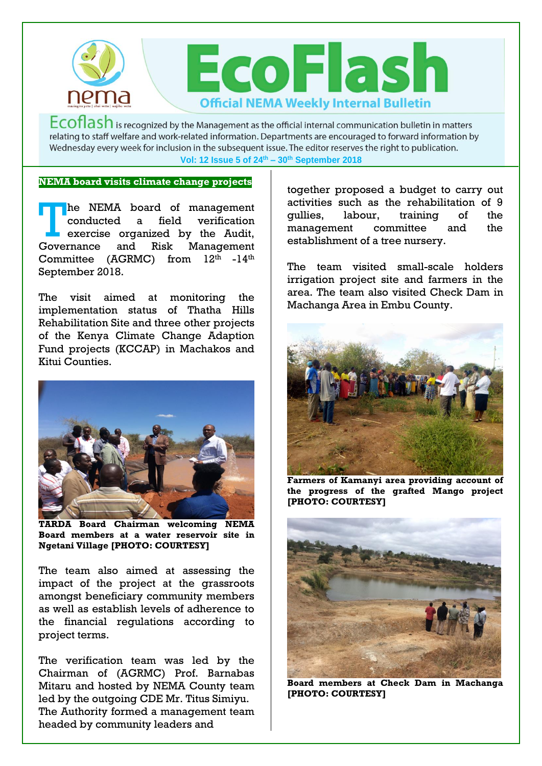# EcoFlash

**Official NEMA Weekly Internal Bulletin**

Ecoflash is recognized by the Management as the official internal communication bulletin in matters relating to staff welfare and work-related information. Departments are encouraged to forward information by Wednesday every week for inclusion in the subsequent issue. The editor reserves the right to publication.

**Vol: 12 Issue 5 of 24th – 30th September 2018**

## NEMA board visits climate change projects

The NEMA board of management conducted a field verification exercise organized by the Audit, Governance and Risk Management Committee (AGRMC) from 12th -14th September 2018.

The visit aimed at monitoring the implementation status of Thatha Hills Rehabilitation Site and three other projects of the Kenya Climate Change Adaption Fund projects (KCCAP) in Machakos and Kitui Counties.

**TARDA Board Chairman welcoming NEMA Board members at a water reservoir site in Ngetani Village [PHOTO: COURTESY]**

The team also aimed at assessing the impact of the project at the grassroots amongst beneficiary community members as well as establish levels of adherence to the financial regulations according to project terms.

The verification team was led by the Chairman of (AGRMC) Prof. Barnabas Mitaru and hosted by NEMA County team led by the outgoing CDE Mr. Titus Simiyu. The Authority formed a management team headed by community leaders and together proposed a budget to carry out activities such as the rehabilitation of 9 gullies, labour, training of the management committee and the establishment of a tree nursery.

The team visited small-scale holders irrigation project site and farmers in the area. The team also visited Check Dam in Machanga Area in Embu County.

**Farmers of Kamanyi area providing account of the progress of the grafted Mango project [PHOTO: COURTESY]**

**Board members at Check Dam in Machanga [PHOTO: COURTESY]**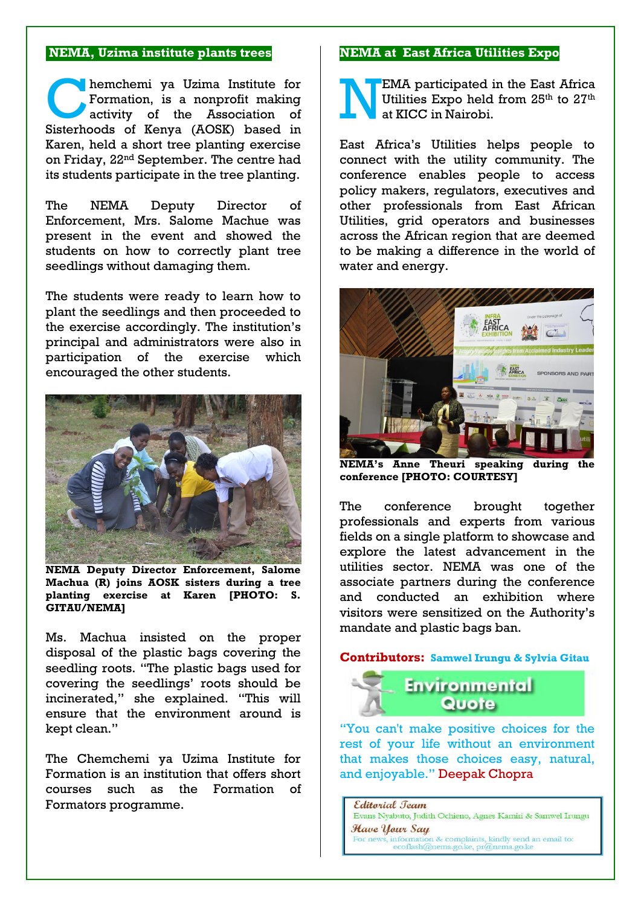## NEMA, Uzima institute plants trees

Chemchemi ya Uzima Institute for Formation, is a nonprofit making activity of the Association of Sisterhoods of Kenya (AOSK) based in Karen, held a short tree planting exercise on Friday, 22nd September. The centre had its students participate in the tree planting.

The NEMA Deputy Director of Enforcement, Mrs. Salome Machue was present in the event and showed the students on how to correctly plant tree seedlings without damaging them.

The students were ready to learn how to plant the seedlings and then proceeded to the exercise accordingly. The institution's principal and administrators were also in participation of the exercise which encouraged the other students.

**NEMA Deputy Director Enforcement, Salome Machua (R) joins AOSK sisters during a tree planting exercise at Karen [PHOTO: S. GITAU/NEMA]**

Ms. Machua insisted on the proper disposal of the plastic bags covering the seedling roots. "The plastic bags used for covering the seedlings' roots should be incinerated," she explained. "This will ensure that the environment around is kept clean."

The Chemchemi ya Uzima Institute for Formation is an institution that offers short courses such as the Formation of Formators programme.

## NEMA at East Africa Utilities Expo

NEMA participated in the East Africa Utilities Expo held from 25th to 27th at KICC in Nairobi.

East Africa's Utilities helps people to connect with the utility community. The conference enables people to access policy makers, regulators, executives and other professionals from East African Utilities, grid operators and businesses across the African region that are deemed to be making a difference in the world of water and energy.

**NEMA's Anne Theuri speaking during the conference [PHOTO: COURTESY]**

The conference brought together professionals and experts from various fields on a single platform to showcase and explore the latest advancement in the utilities sector. NEMA was one of the associate partners during the conference and conducted an exhibition where visitors were sensitized on the Authority's mandate and plastic bags ban.

**Contributors:** Samwel Irungu & Sylvia Gitau

### Environmental Quote

"You can't make positive choices for the rest of your life without an environment that makes those choices easy, natural, and enjoyable." Deepak Chopra

*Editorial Team*
Evans Nyabuto, Judith Ochieno, Agnes Kamiri & Samwel Irungu

*Have Your Say*
For news, information & complaints, kindly send an email to: ecoflash@nema.go.ke, pr@nema.go.ke